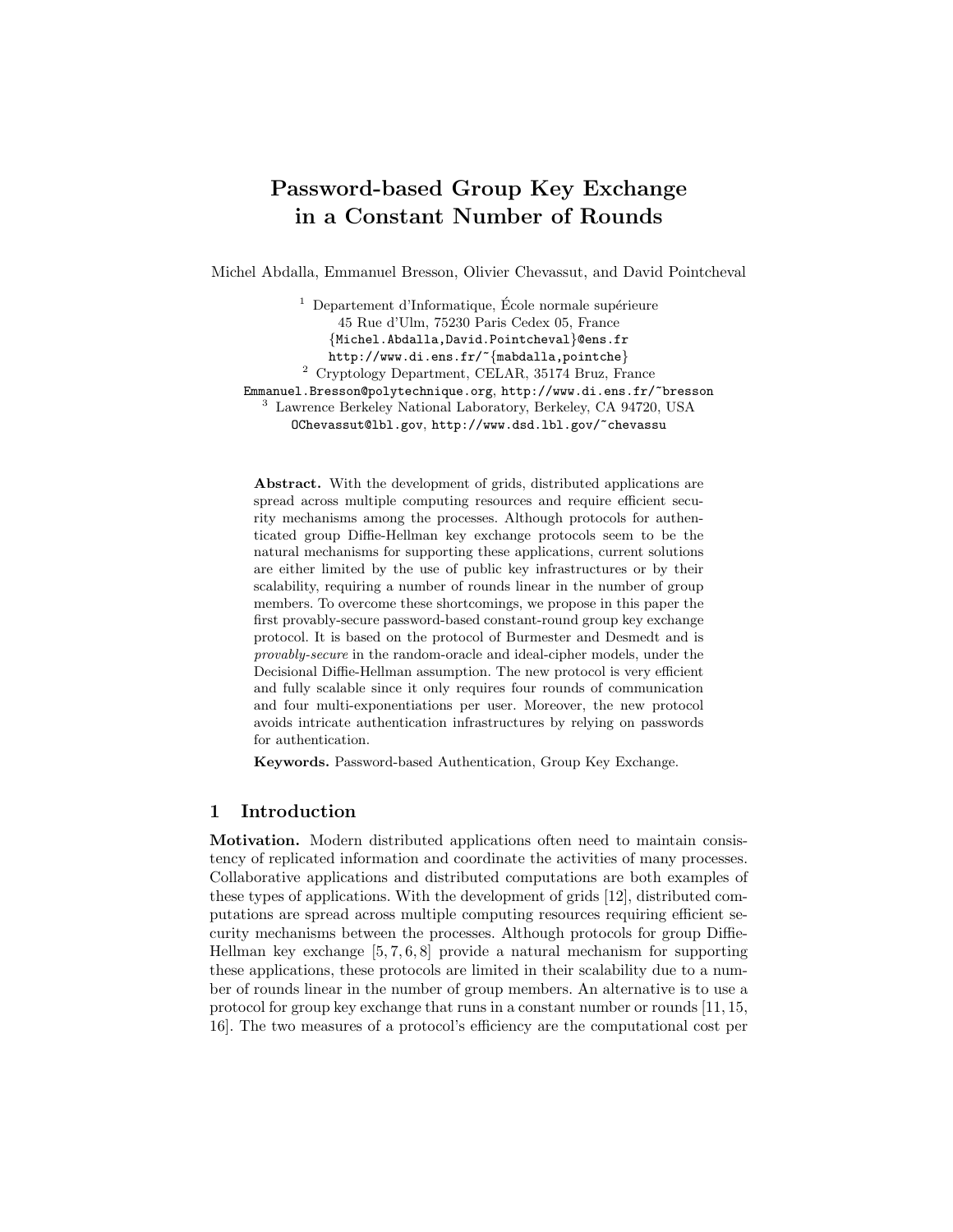# Password-based Group Key Exchange in a Constant Number of Rounds

Michel Abdalla, Emmanuel Bresson, Olivier Chevassut, and David Pointcheval

[1] Departement d'Informatique, École normale supérieure
45 Rue d'Ulm, 75230 Paris Cedex 05, France
{Michel.Abdalla,David.Pointcheval}@ens.fr
http://www.di.ens.fr/~{mabdalla,pointche}

[2] Cryptology Department, CELAR, 35174 Bruz, France
Emmanuel.Bresson@polytechnique.org, http://www.di.ens.fr/~bresson

[3] Lawrence Berkeley National Laboratory, Berkeley, CA 94720, USA
OChevassut@lbl.gov, http://www.dsd.lbl.gov/~chevassu

**Abstract.** With the development of grids, distributed applications are spread across multiple computing resources and require efficient security mechanisms among the processes. Although protocols for authenticated group Diffie-Hellman key exchange protocols seem to be the natural mechanisms for supporting these applications, current solutions are either limited by the use of public key infrastructures or by their scalability, requiring a number of rounds linear in the number of group members. To overcome these shortcomings, we propose in this paper the first provably-secure password-based constant-round group key exchange protocol. It is based on the protocol of Burmester and Desmedt and is *provably-secure* in the random-oracle and ideal-cipher models, under the Decisional Diffie-Hellman assumption. The new protocol is very efficient and fully scalable since it only requires four rounds of communication and four multi-exponentiations per user. Moreover, the new protocol avoids intricate authentication infrastructures by relying on passwords for authentication.

**Keywords.** Password-based Authentication, Group Key Exchange.

## 1 Introduction

**Motivation.** Modern distributed applications often need to maintain consistency of replicated information and coordinate the activities of many processes. Collaborative applications and distributed computations are both examples of these types of applications. With the development of grids [12], distributed computations are spread across multiple computing resources requiring efficient security mechanisms between the processes. Although protocols for group Diffie-Hellman key exchange [5, 7, 6, 8] provide a natural mechanism for supporting these applications, these protocols are limited in their scalability due to a number of rounds linear in the number of group members. An alternative is to use a protocol for group key exchange that runs in a constant number or rounds [11, 15, 16]. The two measures of a protocol's efficiency are the computational cost per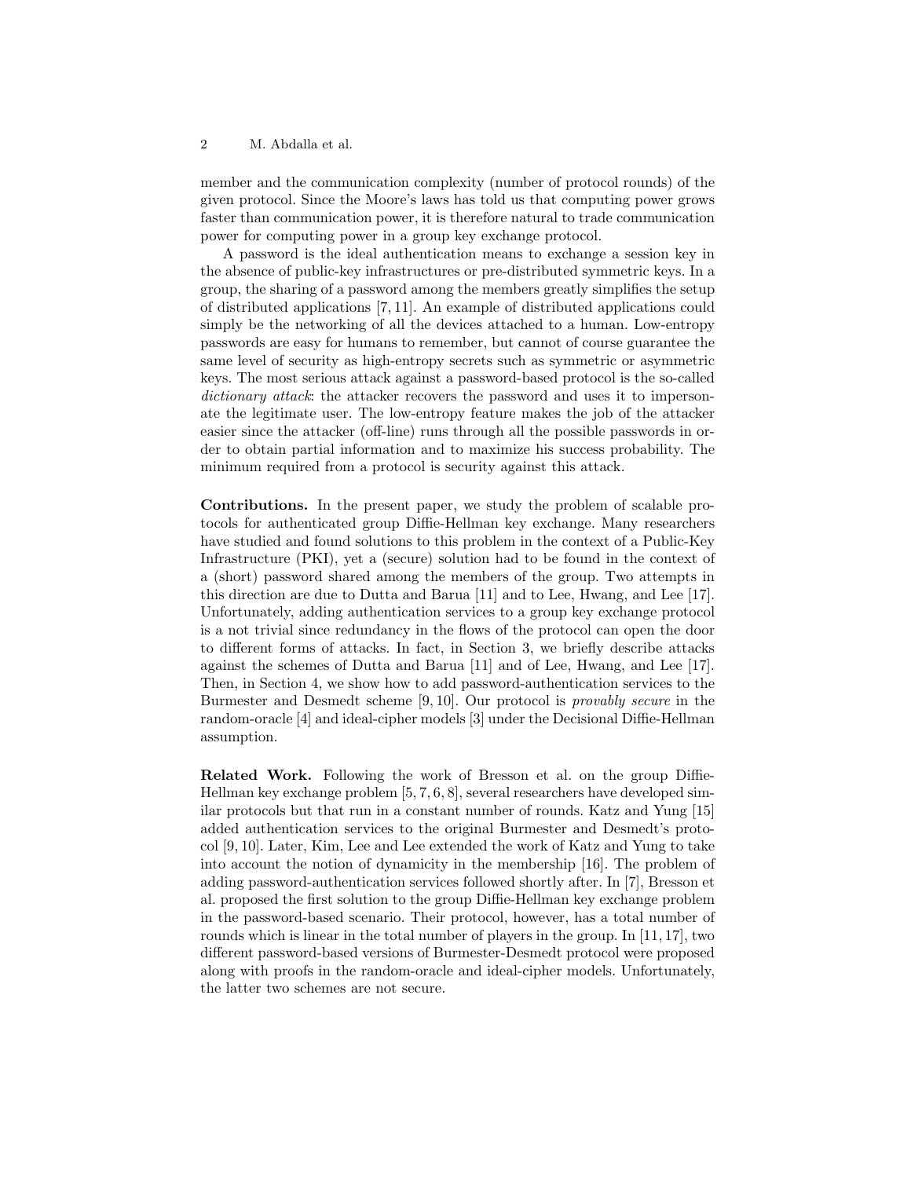member and the communication complexity (number of protocol rounds) of the given protocol. Since the Moore's laws has told us that computing power grows faster than communication power, it is therefore natural to trade communication power for computing power in a group key exchange protocol.

A password is the ideal authentication means to exchange a session key in the absence of public-key infrastructures or pre-distributed symmetric keys. In a group, the sharing of a password among the members greatly simplifies the setup of distributed applications [7, 11]. An example of distributed applications could simply be the networking of all the devices attached to a human. Low-entropy passwords are easy for humans to remember, but cannot of course guarantee the same level of security as high-entropy secrets such as symmetric or asymmetric keys. The most serious attack against a password-based protocol is the so-called *dictionary attack*: the attacker recovers the password and uses it to impersonate the legitimate user. The low-entropy feature makes the job of the attacker easier since the attacker (off-line) runs through all the possible passwords in order to obtain partial information and to maximize his success probability. The minimum required from a protocol is security against this attack.

**Contributions.** In the present paper, we study the problem of scalable protocols for authenticated group Diffie-Hellman key exchange. Many researchers have studied and found solutions to this problem in the context of a Public-Key Infrastructure (PKI), yet a (secure) solution had to be found in the context of a (short) password shared among the members of the group. Two attempts in this direction are due to Dutta and Barua [11] and to Lee, Hwang, and Lee [17]. Unfortunately, adding authentication services to a group key exchange protocol is a not trivial since redundancy in the flows of the protocol can open the door to different forms of attacks. In fact, in Section 3, we briefly describe attacks against the schemes of Dutta and Barua [11] and of Lee, Hwang, and Lee [17]. Then, in Section 4, we show how to add password-authentication services to the Burmester and Desmedt scheme [9, 10]. Our protocol is *provably secure* in the random-oracle [4] and ideal-cipher models [3] under the Decisional Diffie-Hellman assumption.

**Related Work.** Following the work of Bresson et al. on the group Diffie-Hellman key exchange problem [5, 7, 6, 8], several researchers have developed similar protocols but that run in a constant number of rounds. Katz and Yung [15] added authentication services to the original Burmester and Desmedt's protocol [9, 10]. Later, Kim, Lee and Lee extended the work of Katz and Yung to take into account the notion of dynamicity in the membership [16]. The problem of adding password-authentication services followed shortly after. In [7], Bresson et al. proposed the first solution to the group Diffie-Hellman key exchange problem in the password-based scenario. Their protocol, however, has a total number of rounds which is linear in the total number of players in the group. In [11, 17], two different password-based versions of Burmester-Desmedt protocol were proposed along with proofs in the random-oracle and ideal-cipher models. Unfortunately, the latter two schemes are not secure.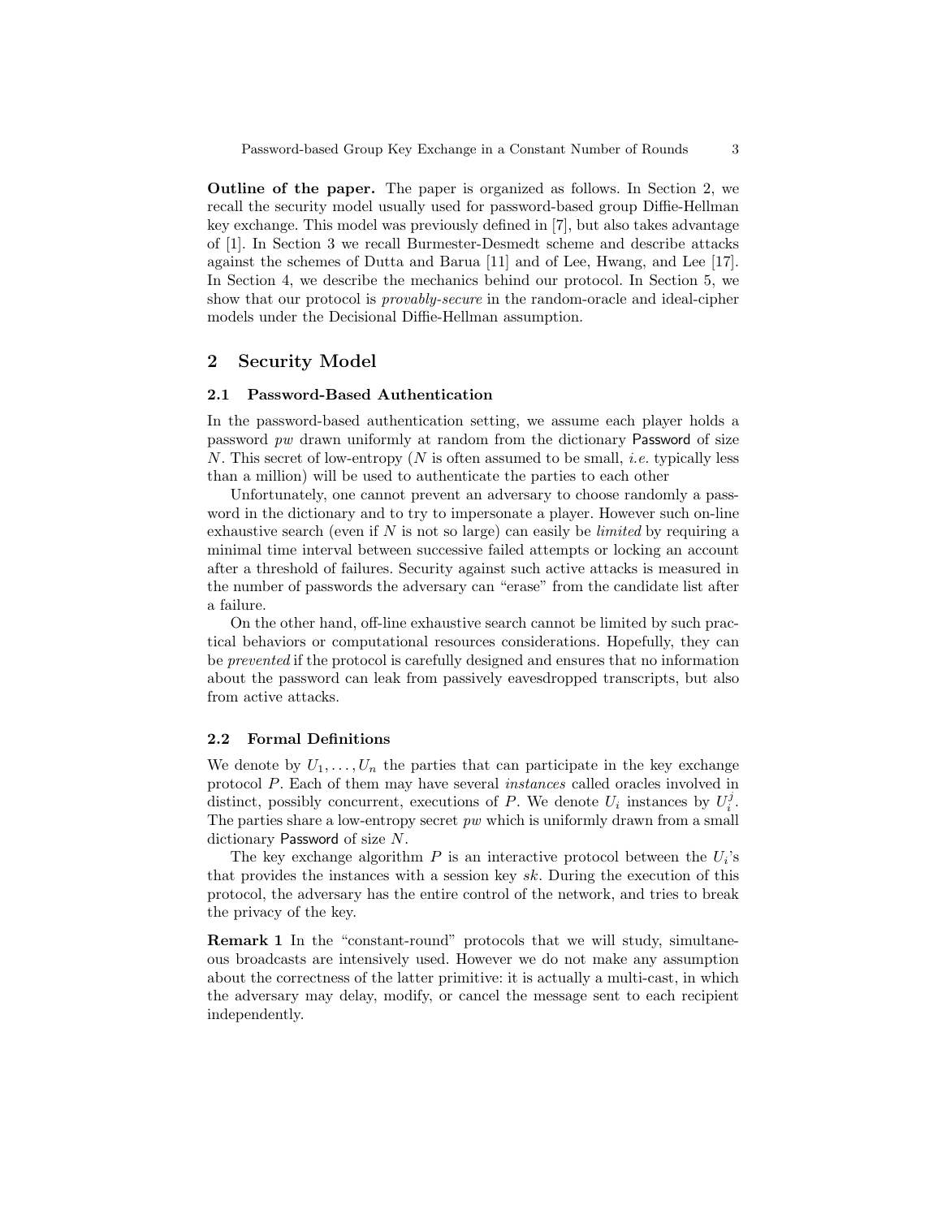**Outline of the paper.** The paper is organized as follows. In Section 2, we recall the security model usually used for password-based group Diffie-Hellman key exchange. This model was previously defined in [7], but also takes advantage of [1]. In Section 3 we recall Burmester-Desmedt scheme and describe attacks against the schemes of Dutta and Barua [11] and of Lee, Hwang, and Lee [17]. In Section 4, we describe the mechanics behind our protocol. In Section 5, we show that our protocol is *provably-secure* in the random-oracle and ideal-cipher models under the Decisional Diffie-Hellman assumption.

## 2 Security Model

### 2.1 Password-Based Authentication

In the password-based authentication setting, we assume each player holds a password $pw$ drawn uniformly at random from the dictionary $\mathsf{Password}$ of size $N$. This secret of low-entropy ($N$ is often assumed to be small, *i.e.* typically less than a million) will be used to authenticate the parties to each other

Unfortunately, one cannot prevent an adversary to choose randomly a password in the dictionary and to try to impersonate a player. However such on-line exhaustive search (even if $N$ is not so large) can easily be *limited* by requiring a minimal time interval between successive failed attempts or locking an account after a threshold of failures. Security against such active attacks is measured in the number of passwords the adversary can "erase" from the candidate list after a failure.

On the other hand, off-line exhaustive search cannot be limited by such practical behaviors or computational resources considerations. Hopefully, they can be *prevented* if the protocol is carefully designed and ensures that no information about the password can leak from passively eavesdropped transcripts, but also from active attacks.

### 2.2 Formal Definitions

We denote by $U_1, \ldots, U_n$ the parties that can participate in the key exchange protocol $P$. Each of them may have several *instances* called oracles involved in distinct, possibly concurrent, executions of $P$. We denote $U_i$ instances by $U_i^j$. The parties share a low-entropy secret $pw$ which is uniformly drawn from a small dictionary $\mathsf{Password}$ of size $N$.

The key exchange algorithm $P$ is an interactive protocol between the $U_i$'s that provides the instances with a session key $sk$. During the execution of this protocol, the adversary has the entire control of the network, and tries to break the privacy of the key.

**Remark 1** In the "constant-round" protocols that we will study, simultaneous broadcasts are intensively used. However we do not make any assumption about the correctness of the latter primitive: it is actually a multi-cast, in which the adversary may delay, modify, or cancel the message sent to each recipient independently.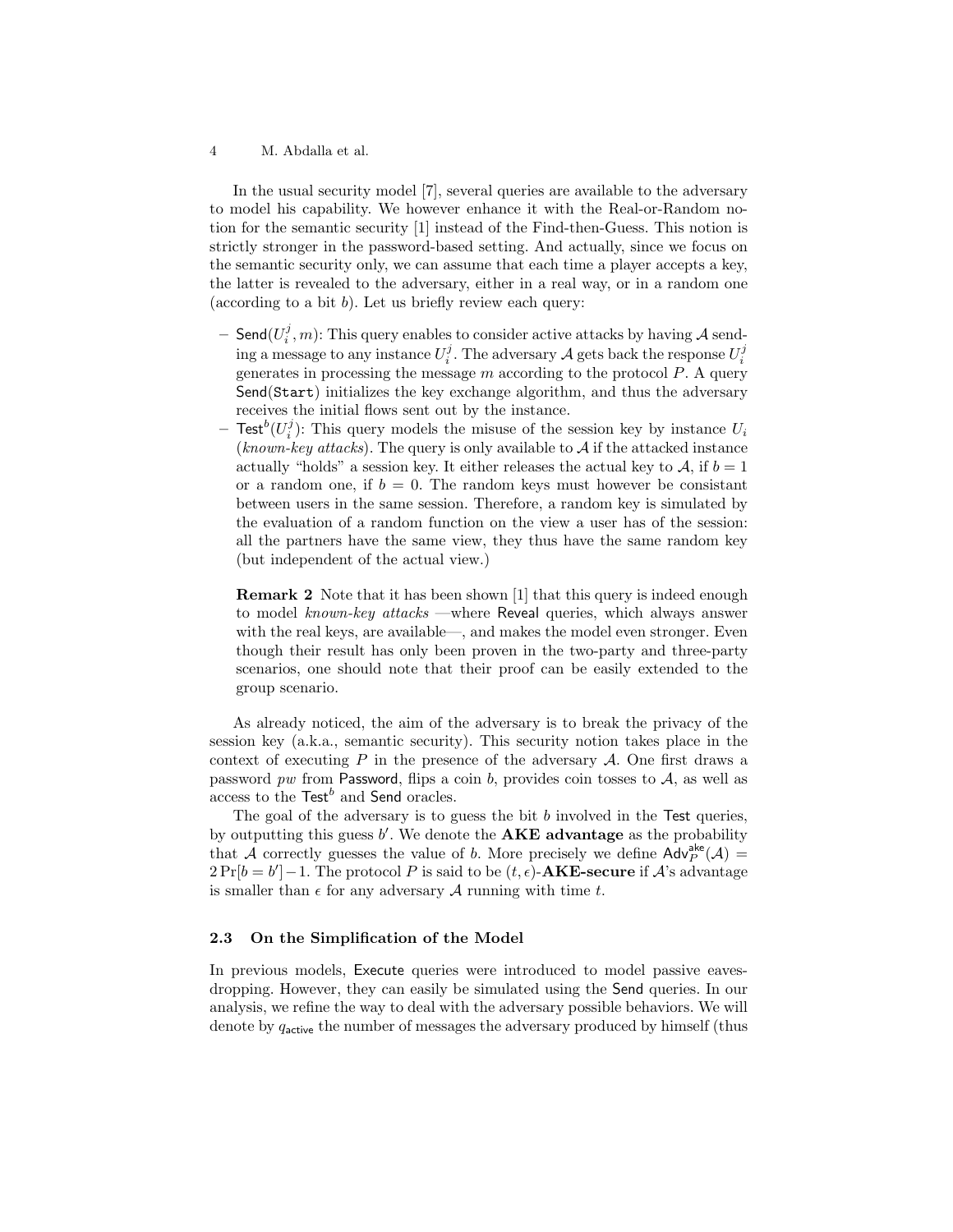In the usual security model [7], several queries are available to the adversary to model his capability. We however enhance it with the Real-or-Random notion for the semantic security [1] instead of the Find-then-Guess. This notion is strictly stronger in the password-based setting. And actually, since we focus on the semantic security only, we can assume that each time a player accepts a key, the latter is revealed to the adversary, either in a real way, or in a random one (according to a bit $b$). Let us briefly review each query:

- $\mathsf{Send}(U_i^j, m)$: This query enables to consider active attacks by having $\mathcal{A}$ sending a message to any instance $U_i^j$. The adversary $\mathcal{A}$ gets back the response $U_i^j$ generates in processing the message $m$ according to the protocol $P$. A query $\mathsf{Send}(\mathtt{Start})$ initializes the key exchange algorithm, and thus the adversary receives the initial flows sent out by the instance.
- $\mathsf{Test}^b(U_i^j)$: This query models the misuse of the session key by instance $U_i$ (*known-key attacks*). The query is only available to $\mathcal{A}$ if the attacked instance actually "holds" a session key. It either releases the actual key to $\mathcal{A}$, if $b = 1$ or a random one, if $b = 0$. The random keys must however be consistant between users in the same session. Therefore, a random key is simulated by the evaluation of a random function on the view a user has of the session: all the partners have the same view, they thus have the same random key (but independent of the actual view.)

  **Remark 2** Note that it has been shown [1] that this query is indeed enough to model *known-key attacks* —where $\mathsf{Reveal}$ queries, which always answer with the real keys, are available—, and makes the model even stronger. Even though their result has only been proven in the two-party and three-party scenarios, one should note that their proof can be easily extended to the group scenario.

As already noticed, the aim of the adversary is to break the privacy of the session key (a.k.a., semantic security). This security notion takes place in the context of executing $P$ in the presence of the adversary $\mathcal{A}$. One first draws a password $pw$ from $\mathsf{Password}$, flips a coin $b$, provides coin tosses to $\mathcal{A}$, as well as access to the $\mathsf{Test}^b$ and $\mathsf{Send}$ oracles.

The goal of the adversary is to guess the bit $b$ involved in the $\mathsf{Test}$ queries, by outputting this guess $b'$. We denote the **AKE advantage** as the probability that $\mathcal{A}$ correctly guesses the value of $b$. More precisely we define $\mathsf{Adv}_P^{\mathsf{ake}}(\mathcal{A}) = 2\Pr[b = b'] - 1$. The protocol $P$ is said to be $(t, \epsilon)$-**AKE-secure** if $\mathcal{A}$'s advantage is smaller than $\epsilon$ for any adversary $\mathcal{A}$ running with time $t$.

### 2.3 On the Simplification of the Model

In previous models, $\mathsf{Execute}$ queries were introduced to model passive eavesdropping. However, they can easily be simulated using the $\mathsf{Send}$ queries. In our analysis, we refine the way to deal with the adversary possible behaviors. We will denote by $q_{\mathsf{active}}$ the number of messages the adversary produced by himself (thus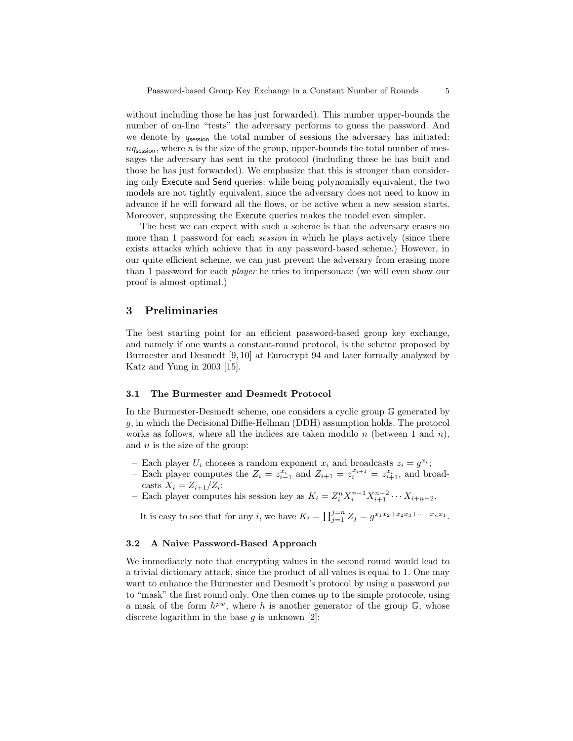without including those he has just forwarded). This number upper-bounds the number of on-line "tests" the adversary performs to guess the password. And we denote by $q_{\mathsf{session}}$ the total number of sessions the adversary has initiated: $nq_{\mathsf{session}}$, where $n$ is the size of the group, upper-bounds the total number of messages the adversary has sent in the protocol (including those he has built and those he has just forwarded). We emphasize that this is stronger than considering only Execute and Send queries: while being polynomially equivalent, the two models are not tightly equivalent, since the adversary does not need to know in advance if he will forward all the flows, or be active when a new session starts. Moreover, suppressing the Execute queries makes the model even simpler.

The best we can expect with such a scheme is that the adversary erases no more than 1 password for each *session* in which he plays actively (since there exists attacks which achieve that in any password-based scheme.) However, in our quite efficient scheme, we can just prevent the adversary from erasing more than 1 password for each *player* he tries to impersonate (we will even show our proof is almost optimal.)

## 3 Preliminaries

The best starting point for an efficient password-based group key exchange, and namely if one wants a constant-round protocol, is the scheme proposed by Burmester and Desmedt [9, 10] at Eurocrypt 94 and later formally analyzed by Katz and Yung in 2003 [15].

### 3.1 The Burmester and Desmedt Protocol

In the Burmester-Desmedt scheme, one considers a cyclic group $\mathbb{G}$ generated by $g$, in which the Decisional Diffie-Hellman (DDH) assumption holds. The protocol works as follows, where all the indices are taken modulo $n$ (between 1 and $n$), and $n$ is the size of the group:

- Each player $U_i$ chooses a random exponent $x_i$ and broadcasts $z_i = g^{x_i}$;
- Each player computes the $Z_i = z_{i-1}^{x_i}$ and $Z_{i+1} = z_i^{x_{i+1}} = z_{i+1}^{x_i}$, and broadcasts $X_i = Z_{i+1}/Z_i$;
- Each player computes his session key as $K_i = Z_i^n X_i^{n-1} X_{i+1}^{n-2} \cdots X_{i+n-2}$.

It is easy to see that for any $i$, we have $K_i = \prod_{j=1}^{j=n} Z_j = g^{x_1x_2+x_2x_3+\cdots+x_nx_1}$.

### 3.2 A Naive Password-Based Approach

We immediately note that encrypting values in the second round would lead to a trivial dictionary attack, since the product of all values is equal to 1. One may want to enhance the Burmester and Desmedt's protocol by using a password $pw$ to "mask" the first round only. One then comes up to the simple protocole, using a mask of the form $h^{pw}$, where $h$ is another generator of the group $\mathbb{G}$, whose discrete logarithm in the base $g$ is unknown [2]: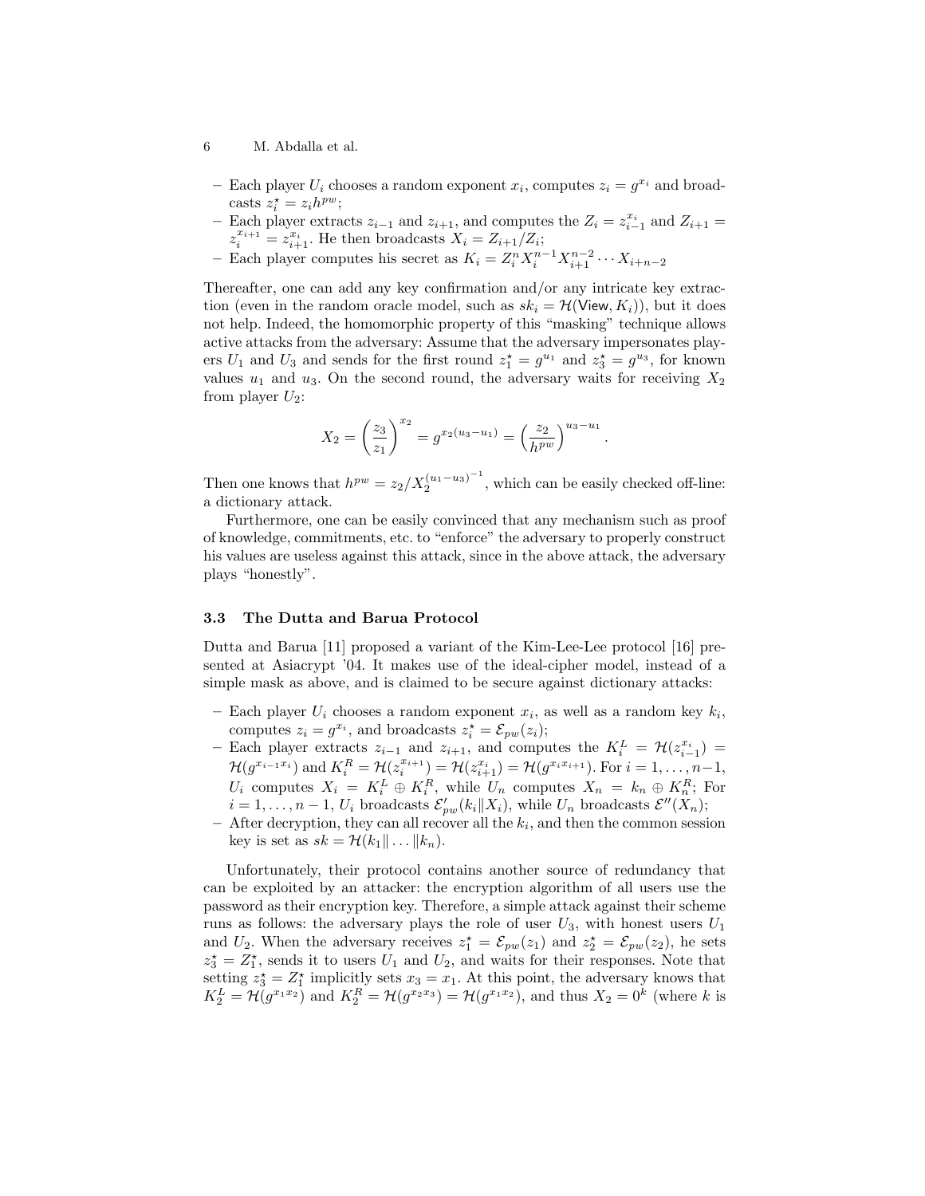- Each player $U_i$ chooses a random exponent $x_i$, computes $z_i = g^{x_i}$ and broadcasts $z_i^\star = z_i h^{pw}$;
- Each player extracts $z_{i-1}$ and $z_{i+1}$, and computes the $Z_i = z_{i-1}^{x_i}$ and $Z_{i+1} = z_i^{x_{i+1}} = z_{i+1}^{x_i}$. He then broadcasts $X_i = Z_{i+1}/Z_i$;
- Each player computes his secret as $K_i = Z_i^n X_i^{n-1} X_{i+1}^{n-2} \cdots X_{i+n-2}$

Thereafter, one can add any key confirmation and/or any intricate key extraction (even in the random oracle model, such as $sk_i = \mathcal{H}(\mathsf{View}, K_i)$), but it does not help. Indeed, the homomorphic property of this "masking" technique allows active attacks from the adversary: Assume that the adversary impersonates players $U_1$ and $U_3$ and sends for the first round $z_1^\star = g^{u_1}$ and $z_3^\star = g^{u_3}$, for known values $u_1$ and $u_3$. On the second round, the adversary waits for receiving $X_2$ from player $U_2$:

$$X_2 = \left(\frac{z_3}{z_1}\right)^{x_2} = g^{x_2(u_3-u_1)} = \left(\frac{z_2}{h^{pw}}\right)^{u_3-u_1}.$$

Then one knows that $h^{pw} = z_2/X_2^{(u_1-u_3)^{-1}}$, which can be easily checked off-line: a dictionary attack.

Furthermore, one can be easily convinced that any mechanism such as proof of knowledge, commitments, etc. to "enforce" the adversary to properly construct his values are useless against this attack, since in the above attack, the adversary plays "honestly".

### 3.3 The Dutta and Barua Protocol

Dutta and Barua [11] proposed a variant of the Kim-Lee-Lee protocol [16] presented at Asiacrypt '04. It makes use of the ideal-cipher model, instead of a simple mask as above, and is claimed to be secure against dictionary attacks:

- Each player $U_i$ chooses a random exponent $x_i$, as well as a random key $k_i$, computes $z_i = g^{x_i}$, and broadcasts $z_i^\star = \mathcal{E}_{pw}(z_i)$;
- Each player extracts $z_{i-1}$ and $z_{i+1}$, and computes the $K_i^L = \mathcal{H}(z_{i-1}^{x_i}) = \mathcal{H}(g^{x_{i-1}x_i})$ and $K_i^R = \mathcal{H}(z_i^{x_{i+1}}) = \mathcal{H}(z_{i+1}^{x_i}) = \mathcal{H}(g^{x_i x_{i+1}})$. For $i = 1, \ldots, n-1$, $U_i$ computes $X_i = K_i^L \oplus K_i^R$, while $U_n$ computes $X_n = k_n \oplus K_n^R$; For $i = 1, \ldots, n-1$, $U_i$ broadcasts $\mathcal{E}'_{pw}(k_i \| X_i)$, while $U_n$ broadcasts $\mathcal{E}''(X_n)$;
- After decryption, they can all recover all the $k_i$, and then the common session key is set as $sk = \mathcal{H}(k_1 \| \ldots \| k_n)$.

Unfortunately, their protocol contains another source of redundancy that can be exploited by an attacker: the encryption algorithm of all users use the password as their encryption key. Therefore, a simple attack against their scheme runs as follows: the adversary plays the role of user $U_3$, with honest users $U_1$ and $U_2$. When the adversary receives $z_1^\star = \mathcal{E}_{pw}(z_1)$ and $z_2^\star = \mathcal{E}_{pw}(z_2)$, he sets $z_3^\star = Z_1^\star$, sends it to users $U_1$ and $U_2$, and waits for their responses. Note that setting $z_3^\star = Z_1^\star$ implicitly sets $x_3 = x_1$. At this point, the adversary knows that $K_2^L = \mathcal{H}(g^{x_1 x_2})$ and $K_2^R = \mathcal{H}(g^{x_2 x_3}) = \mathcal{H}(g^{x_1 x_2})$, and thus $X_2 = 0^k$ (where $k$ is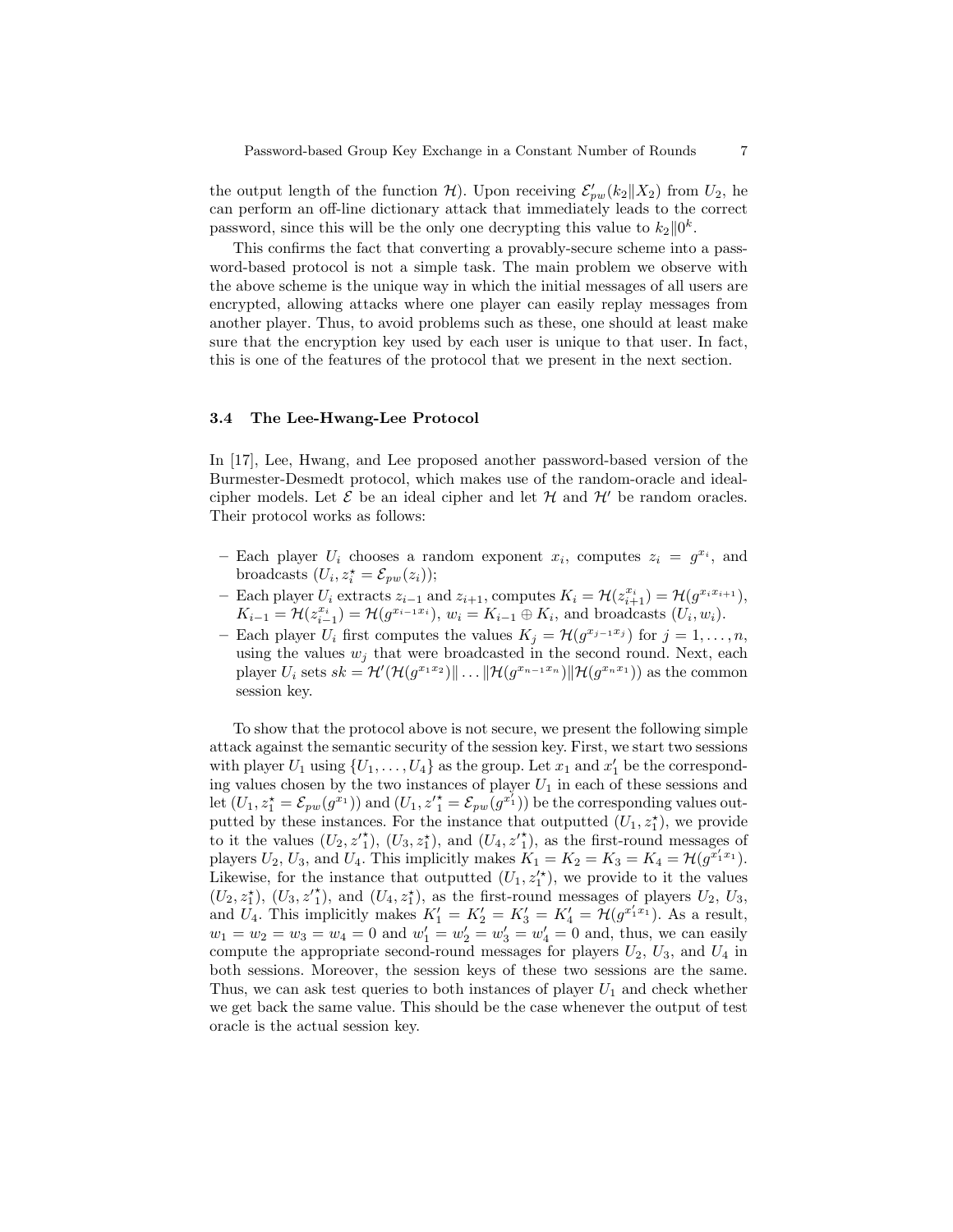the output length of the function $\mathcal{H}$). Upon receiving $\mathcal{E}'_{pw}(k_2 \| X_2)$ from $U_2$, he can perform an off-line dictionary attack that immediately leads to the correct password, since this will be the only one decrypting this value to $k_2 \| 0^k$.

This confirms the fact that converting a provably-secure scheme into a password-based protocol is not a simple task. The main problem we observe with the above scheme is the unique way in which the initial messages of all users are encrypted, allowing attacks where one player can easily replay messages from another player. Thus, to avoid problems such as these, one should at least make sure that the encryption key used by each user is unique to that user. In fact, this is one of the features of the protocol that we present in the next section.

### 3.4 The Lee-Hwang-Lee Protocol

In [17], Lee, Hwang, and Lee proposed another password-based version of the Burmester-Desmedt protocol, which makes use of the random-oracle and ideal-cipher models. Let $\mathcal{E}$ be an ideal cipher and let $\mathcal{H}$ and $\mathcal{H}'$ be random oracles. Their protocol works as follows:

- Each player $U_i$ chooses a random exponent $x_i$, computes $z_i = g^{x_i}$, and broadcasts $(U_i, z_i^\star = \mathcal{E}_{pw}(z_i))$;
- Each player $U_i$ extracts $z_{i-1}$ and $z_{i+1}$, computes $K_i = \mathcal{H}(z_{i+1}^{x_i}) = \mathcal{H}(g^{x_i x_{i+1}})$, $K_{i-1} = \mathcal{H}(z_{i-1}^{x_i}) = \mathcal{H}(g^{x_{i-1} x_i})$, $w_i = K_{i-1} \oplus K_i$, and broadcasts $(U_i, w_i)$.
- Each player $U_i$ first computes the values $K_j = \mathcal{H}(g^{x_{j-1} x_j})$ for $j = 1, \ldots, n$, using the values $w_j$ that were broadcasted in the second round. Next, each player $U_i$ sets $sk = \mathcal{H}'(\mathcal{H}(g^{x_1 x_2}) \| \ldots \| \mathcal{H}(g^{x_{n-1} x_n}) \| \mathcal{H}(g^{x_n x_1}))$ as the common session key.

To show that the protocol above is not secure, we present the following simple attack against the semantic security of the session key. First, we start two sessions with player $U_1$ using $\{U_1, \ldots, U_4\}$ as the group. Let $x_1$ and $x'_1$ be the corresponding values chosen by the two instances of player $U_1$ in each of these sessions and let $(U_1, z_1^\star = \mathcal{E}_{pw}(g^{x_1}))$ and $(U_1, {z'}_1^\star = \mathcal{E}_{pw}(g^{x'_1}))$ be the corresponding values outputted by these instances. For the instance that outputted $(U_1, z_1^\star)$, we provide to it the values $(U_2, {z'}_1^\star)$, $(U_3, z_1^\star)$, and $(U_4, {z'}_1^\star)$, as the first-round messages of players $U_2$, $U_3$, and $U_4$. This implicitly makes $K_1 = K_2 = K_3 = K_4 = \mathcal{H}(g^{x'_1 x_1})$. Likewise, for the instance that outputted $(U_1, {z'}_1^\star)$, we provide to it the values $(U_2, z_1^\star)$, $(U_3, {z'}_1^\star)$, and $(U_4, z_1^\star)$, as the first-round messages of players $U_2$, $U_3$, and $U_4$. This implicitly makes $K'_1 = K'_2 = K'_3 = K'_4 = \mathcal{H}(g^{x'_1 x_1})$. As a result, $w_1 = w_2 = w_3 = w_4 = 0$ and $w'_1 = w'_2 = w'_3 = w'_4 = 0$ and, thus, we can easily compute the appropriate second-round messages for players $U_2$, $U_3$, and $U_4$ in both sessions. Moreover, the session keys of these two sessions are the same. Thus, we can ask test queries to both instances of player $U_1$ and check whether we get back the same value. This should be the case whenever the output of test oracle is the actual session key.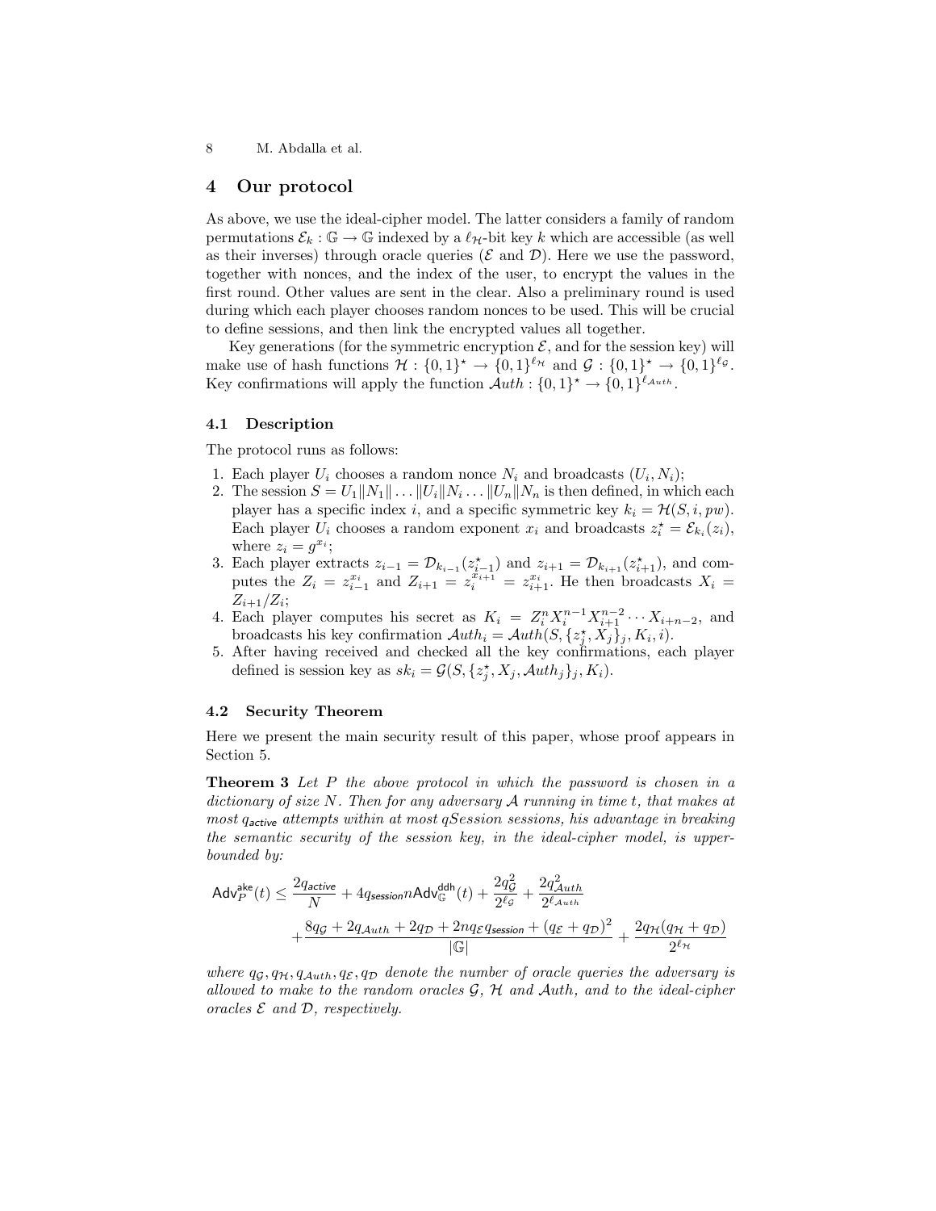## 4 Our protocol

As above, we use the ideal-cipher model. The latter considers a family of random permutations $\mathcal{E}_k : \mathbb{G} \to \mathbb{G}$ indexed by a $\ell_{\mathcal{H}}$-bit key $k$ which are accessible (as well as their inverses) through oracle queries ($\mathcal{E}$ and $\mathcal{D}$). Here we use the password, together with nonces, and the index of the user, to encrypt the values in the first round. Other values are sent in the clear. Also a preliminary round is used during which each player chooses random nonces to be used. This will be crucial to define sessions, and then link the encrypted values all together.

Key generations (for the symmetric encryption $\mathcal{E}$, and for the session key) will make use of hash functions $\mathcal{H} : \{0,1\}^\star \to \{0,1\}^{\ell_{\mathcal{H}}}$ and $\mathcal{G} : \{0,1\}^\star \to \{0,1\}^{\ell_{\mathcal{G}}}$. Key confirmations will apply the function $\mathcal{A}uth : \{0,1\}^\star \to \{0,1\}^{\ell_{\mathcal{A}uth}}$.

### 4.1 Description

The protocol runs as follows:

1. Each player $U_i$ chooses a random nonce $N_i$ and broadcasts $(U_i, N_i)$;
2. The session $S = U_1 \| N_1 \| \ldots \| U_i \| N_i \ldots \| U_n \| N_n$ is then defined, in which each player has a specific index $i$, and a specific symmetric key $k_i = \mathcal{H}(S, i, pw)$. Each player $U_i$ chooses a random exponent $x_i$ and broadcasts $z_i^\star = \mathcal{E}_{k_i}(z_i)$, where $z_i = g^{x_i}$;
3. Each player extracts $z_{i-1} = \mathcal{D}_{k_{i-1}}(z_{i-1}^\star)$ and $z_{i+1} = \mathcal{D}_{k_{i+1}}(z_{i+1}^\star)$, and computes the $Z_i = z_{i-1}^{x_i}$ and $Z_{i+1} = z_i^{x_{i+1}} = z_{i+1}^{x_i}$. He then broadcasts $X_i = Z_{i+1}/Z_i$;
4. Each player computes his secret as $K_i = Z_i^n X_i^{n-1} X_{i+1}^{n-2} \cdots X_{i+n-2}$, and broadcasts his key confirmation $\mathcal{A}uth_i = \mathcal{A}uth(S, \{z_j^\star, X_j\}_j, K_i, i)$.
5. After having received and checked all the key confirmations, each player defined is session key as $sk_i = \mathcal{G}(S, \{z_j^\star, X_j, \mathcal{A}uth_j\}_j, K_i)$.

### 4.2 Security Theorem

Here we present the main security result of this paper, whose proof appears in Section 5.

**Theorem 3** *Let $P$ the above protocol in which the password is chosen in a dictionary of size $N$. Then for any adversary $\mathcal{A}$ running in time $t$, that makes at most $q_{\mathsf{active}}$ attempts within at most $qSession$ sessions, his advantage in breaking the semantic security of the session key, in the ideal-cipher model, is upper-bounded by:*

$$\mathsf{Adv}_P^{\mathsf{ake}}(t) \leq \frac{2q_{\mathsf{active}}}{N} + 4q_{\mathsf{session}} n \mathsf{Adv}_{\mathbb{G}}^{\mathsf{ddh}}(t) + \frac{2q_{\mathcal{G}}^2}{2^{\ell_{\mathcal{G}}}} + \frac{2q_{\mathcal{A}uth}^2}{2^{\ell_{\mathcal{A}uth}}}$$
$$+ \frac{8q_{\mathcal{G}} + 2q_{\mathcal{A}uth} + 2q_{\mathcal{D}} + 2nq_{\mathcal{E}}q_{\mathsf{session}} + (q_{\mathcal{E}} + q_{\mathcal{D}})^2}{|\mathbb{G}|} + \frac{2q_{\mathcal{H}}(q_{\mathcal{H}} + q_{\mathcal{D}})}{2^{\ell_{\mathcal{H}}}}$$

*where $q_{\mathcal{G}}, q_{\mathcal{H}}, q_{\mathcal{A}uth}, q_{\mathcal{E}}, q_{\mathcal{D}}$ denote the number of oracle queries the adversary is allowed to make to the random oracles $\mathcal{G}$, $\mathcal{H}$ and $\mathcal{A}uth$, and to the ideal-cipher oracles $\mathcal{E}$ and $\mathcal{D}$, respectively.*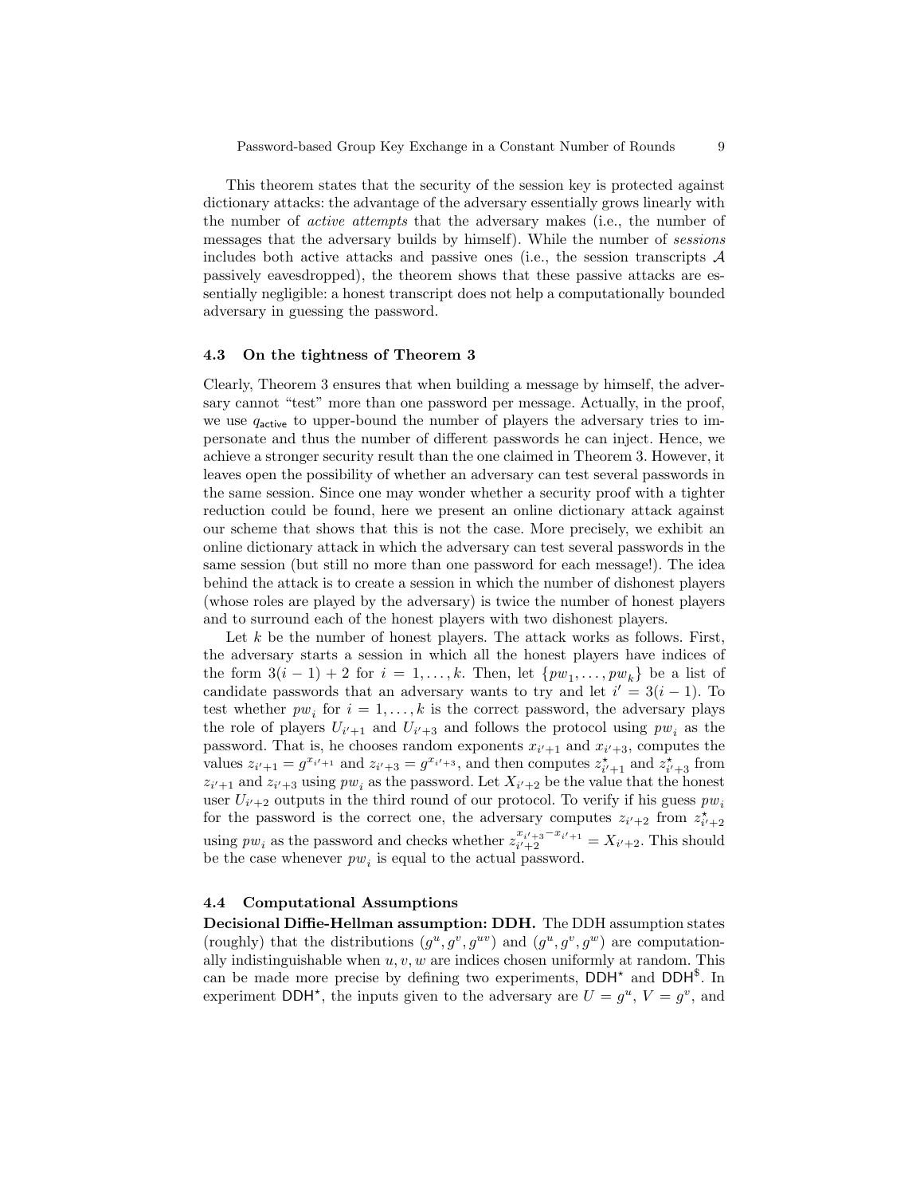This theorem states that the security of the session key is protected against dictionary attacks: the advantage of the adversary essentially grows linearly with the number of *active attempts* that the adversary makes (i.e., the number of messages that the adversary builds by himself). While the number of *sessions* includes both active attacks and passive ones (i.e., the session transcripts $\mathcal{A}$ passively eavesdropped), the theorem shows that these passive attacks are essentially negligible: a honest transcript does not help a computationally bounded adversary in guessing the password.

### 4.3 On the tightness of Theorem 3

Clearly, Theorem 3 ensures that when building a message by himself, the adversary cannot "test" more than one password per message. Actually, in the proof, we use $q_{\mathsf{active}}$ to upper-bound the number of players the adversary tries to impersonate and thus the number of different passwords he can inject. Hence, we achieve a stronger security result than the one claimed in Theorem 3. However, it leaves open the possibility of whether an adversary can test several passwords in the same session. Since one may wonder whether a security proof with a tighter reduction could be found, here we present an online dictionary attack against our scheme that shows that this is not the case. More precisely, we exhibit an online dictionary attack in which the adversary can test several passwords in the same session (but still no more than one password for each message!). The idea behind the attack is to create a session in which the number of dishonest players (whose roles are played by the adversary) is twice the number of honest players and to surround each of the honest players with two dishonest players.

Let $k$ be the number of honest players. The attack works as follows. First, the adversary starts a session in which all the honest players have indices of the form $3(i-1)+2$ for $i = 1, \ldots, k$. Then, let $\{pw_1, \ldots, pw_k\}$ be a list of candidate passwords that an adversary wants to try and let $i' = 3(i-1)$. To test whether $pw_i$ for $i = 1, \ldots, k$ is the correct password, the adversary plays the role of players $U_{i'+1}$ and $U_{i'+3}$ and follows the protocol using $pw_i$ as the password. That is, he chooses random exponents $x_{i'+1}$ and $x_{i'+3}$, computes the values $z_{i'+1} = g^{x_{i'+1}}$ and $z_{i'+3} = g^{x_{i'+3}}$, and then computes $z^\star_{i'+1}$ and $z^\star_{i'+3}$ from $z_{i'+1}$ and $z_{i'+3}$ using $pw_i$ as the password. Let $X_{i'+2}$ be the value that the honest user $U_{i'+2}$ outputs in the third round of our protocol. To verify if his guess $pw_i$ for the password is the correct one, the adversary computes $z_{i'+2}$ from $z^\star_{i'+2}$ using $pw_i$ as the password and checks whether $z_{i'+2}^{x_{i'+3}-x_{i'+1}} = X_{i'+2}$. This should be the case whenever $pw_i$ is equal to the actual password.

### 4.4 Computational Assumptions

**Decisional Diffie-Hellman assumption: DDH.** The DDH assumption states (roughly) that the distributions $(g^u, g^v, g^{uv})$ and $(g^u, g^v, g^w)$ are computationally indistinguishable when $u, v, w$ are indices chosen uniformly at random. This can be made more precise by defining two experiments, $\mathsf{DDH}^\star$ and $\mathsf{DDH}^\$$. In experiment $\mathsf{DDH}^\star$, the inputs given to the adversary are $U = g^u$, $V = g^v$, and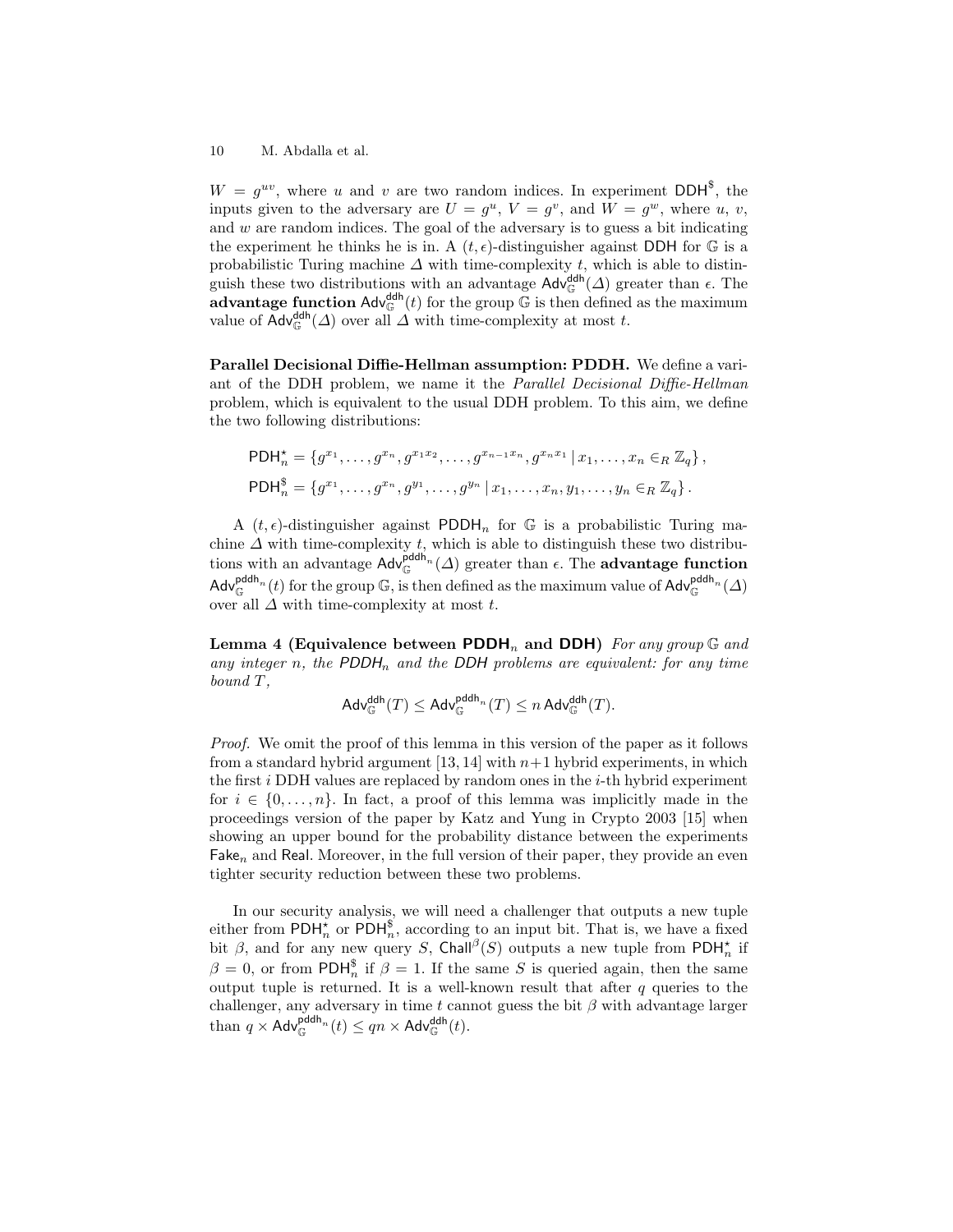$W = g^{uv}$, where $u$ and $v$ are two random indices. In experiment $\mathsf{DDH}^{\$}$, the inputs given to the adversary are $U = g^u$, $V = g^v$, and $W = g^w$, where $u$, $v$, and $w$ are random indices. The goal of the adversary is to guess a bit indicating the experiment he thinks he is in. A $(t, \epsilon)$-distinguisher against $\mathsf{DDH}$ for $\mathbb{G}$ is a probabilistic Turing machine $\Delta$ with time-complexity $t$, which is able to distinguish these two distributions with an advantage $\mathsf{Adv}_{\mathbb{G}}^{\mathsf{ddh}}(\Delta)$ greater than $\epsilon$. The **advantage function** $\mathsf{Adv}_{\mathbb{G}}^{\mathsf{ddh}}(t)$ for the group $\mathbb{G}$ is then defined as the maximum value of $\mathsf{Adv}_{\mathbb{G}}^{\mathsf{ddh}}(\Delta)$ over all $\Delta$ with time-complexity at most $t$.

**Parallel Decisional Diffie-Hellman assumption: PDDH.** We define a variant of the DDH problem, we name it the *Parallel Decisional Diffie-Hellman* problem, which is equivalent to the usual DDH problem. To this aim, we define the two following distributions:

$$\mathsf{PDH}_n^{\star} = \{g^{x_1}, \ldots, g^{x_n}, g^{x_1 x_2}, \ldots, g^{x_{n-1} x_n}, g^{x_n x_1} \,|\, x_1, \ldots, x_n \in_R \mathbb{Z}_q\},$$
$$\mathsf{PDH}_n^{\$} = \{g^{x_1}, \ldots, g^{x_n}, g^{y_1}, \ldots, g^{y_n} \,|\, x_1, \ldots, x_n, y_1, \ldots, y_n \in_R \mathbb{Z}_q\}.$$

A $(t, \epsilon)$-distinguisher against $\mathsf{PDDH}_n$ for $\mathbb{G}$ is a probabilistic Turing machine $\Delta$ with time-complexity $t$, which is able to distinguish these two distributions with an advantage $\mathsf{Adv}_{\mathbb{G}}^{\mathsf{pddh}_n}(\Delta)$ greater than $\epsilon$. The **advantage function** $\mathsf{Adv}_{\mathbb{G}}^{\mathsf{pddh}_n}(t)$ for the group $\mathbb{G}$, is then defined as the maximum value of $\mathsf{Adv}_{\mathbb{G}}^{\mathsf{pddh}_n}(\Delta)$ over all $\Delta$ with time-complexity at most $t$.

**Lemma 4 (Equivalence between PDDH$_n$ and DDH)** *For any group $\mathbb{G}$ and any integer $n$, the $\mathsf{PDDH}_n$ and the $\mathsf{DDH}$ problems are equivalent: for any time bound $T$,*

$$\mathsf{Adv}_{\mathbb{G}}^{\mathsf{ddh}}(T) \le \mathsf{Adv}_{\mathbb{G}}^{\mathsf{pddh}_n}(T) \le n\,\mathsf{Adv}_{\mathbb{G}}^{\mathsf{ddh}}(T).$$

*Proof.* We omit the proof of this lemma in this version of the paper as it follows from a standard hybrid argument [13, 14] with $n+1$ hybrid experiments, in which the first $i$ DDH values are replaced by random ones in the $i$-th hybrid experiment for $i \in \{0, \ldots, n\}$. In fact, a proof of this lemma was implicitly made in the proceedings version of the paper by Katz and Yung in Crypto 2003 [15] when showing an upper bound for the probability distance between the experiments $\mathsf{Fake}_n$ and $\mathsf{Real}$. Moreover, in the full version of their paper, they provide an even tighter security reduction between these two problems.

In our security analysis, we will need a challenger that outputs a new tuple either from $\mathsf{PDH}_n^{\star}$ or $\mathsf{PDH}_n^{\$}$, according to an input bit. That is, we have a fixed bit $\beta$, and for any new query $S$, $\mathsf{Chall}^{\beta}(S)$ outputs a new tuple from $\mathsf{PDH}_n^{\star}$ if $\beta = 0$, or from $\mathsf{PDH}_n^{\$}$ if $\beta = 1$. If the same $S$ is queried again, then the same output tuple is returned. It is a well-known result that after $q$ queries to the challenger, any adversary in time $t$ cannot guess the bit $\beta$ with advantage larger than $q \times \mathsf{Adv}_{\mathbb{G}}^{\mathsf{pddh}_n}(t) \le qn \times \mathsf{Adv}_{\mathbb{G}}^{\mathsf{ddh}}(t)$.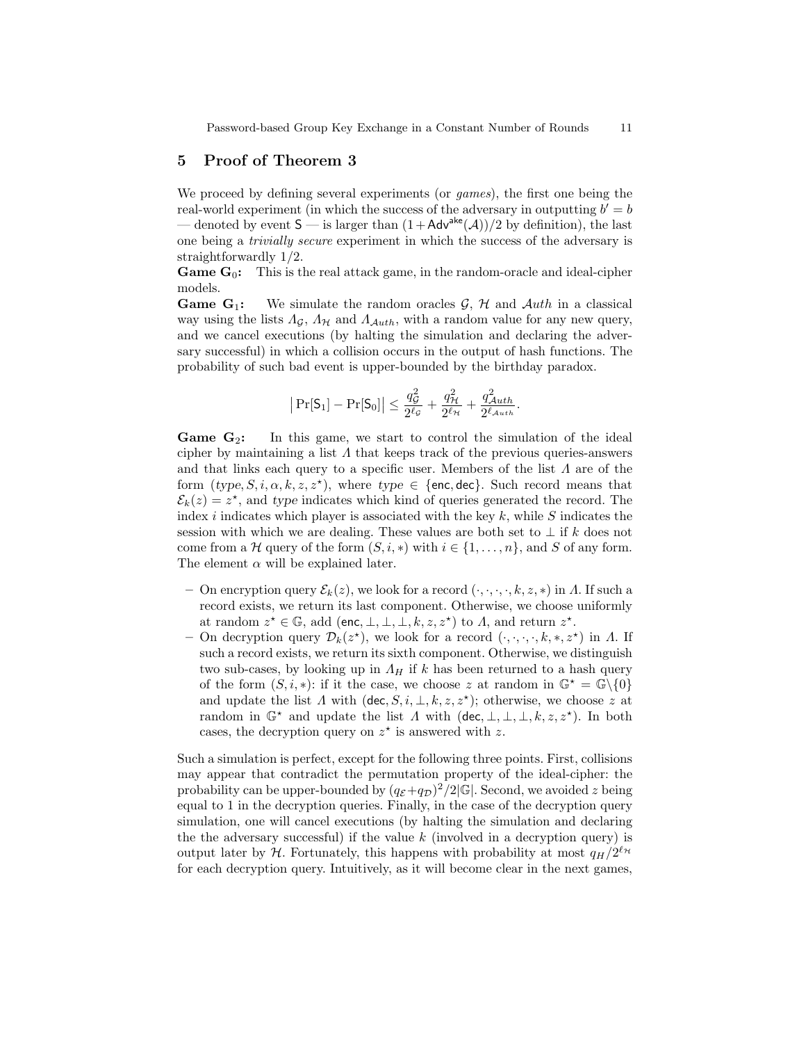## 5 Proof of Theorem 3

We proceed by defining several experiments (or *games*), the first one being the real-world experiment (in which the success of the adversary in outputting $b' = b$ — denoted by event $\mathsf{S}$ — is larger than $(1+\mathsf{Adv}^{\mathsf{ake}}(\mathcal{A}))/2$ by definition), the last one being a *trivially secure* experiment in which the success of the adversary is straightforwardly 1/2.

**Game $\mathbf{G}_0$:** This is the real attack game, in the random-oracle and ideal-cipher models.

**Game $\mathbf{G}_1$:** We simulate the random oracles $\mathcal{G}$, $\mathcal{H}$ and $\mathcal{A}uth$ in a classical way using the lists $\Lambda_{\mathcal{G}}$, $\Lambda_{\mathcal{H}}$ and $\Lambda_{\mathcal{A}uth}$, with a random value for any new query, and we cancel executions (by halting the simulation and declaring the adversary successful) in which a collision occurs in the output of hash functions. The probability of such bad event is upper-bounded by the birthday paradox.

$$\left|\Pr[\mathsf{S}_1] - \Pr[\mathsf{S}_0]\right| \leq \frac{q_{\mathcal{G}}^2}{2^{\ell_{\mathcal{G}}}} + \frac{q_{\mathcal{H}}^2}{2^{\ell_{\mathcal{H}}}} + \frac{q_{\mathcal{A}uth}^2}{2^{\ell_{\mathcal{A}uth}}}.$$

**Game $\mathbf{G}_2$:** In this game, we start to control the simulation of the ideal cipher by maintaining a list $\Lambda$ that keeps track of the previous queries-answers and that links each query to a specific user. Members of the list $\Lambda$ are of the form $(type, S, i, \alpha, k, z, z^\star)$, where $type \in \{\mathsf{enc}, \mathsf{dec}\}$. Such record means that $\mathcal{E}_k(z) = z^\star$, and $type$ indicates which kind of queries generated the record. The index $i$ indicates which player is associated with the key $k$, while $S$ indicates the session with which we are dealing. These values are both set to $\perp$ if $k$ does not come from a $\mathcal{H}$ query of the form $(S, i, *)$ with $i \in \{1, \ldots, n\}$, and $S$ of any form. The element $\alpha$ will be explained later.

- On encryption query $\mathcal{E}_k(z)$, we look for a record $(\cdot, \cdot, \cdot, \cdot, k, z, *)$ in $\Lambda$. If such a record exists, we return its last component. Otherwise, we choose uniformly at random $z^\star \in \mathbb{G}$, add $(\mathsf{enc}, \perp, \perp, \perp, k, z, z^\star)$ to $\Lambda$, and return $z^\star$.
- On decryption query $\mathcal{D}_k(z^\star)$, we look for a record $(\cdot, \cdot, \cdot, \cdot, k, *, z^\star)$ in $\Lambda$. If such a record exists, we return its sixth component. Otherwise, we distinguish two sub-cases, by looking up in $\Lambda_H$ if $k$ has been returned to a hash query of the form $(S, i, *)$: if it the case, we choose $z$ at random in $\mathbb{G}^\star = \mathbb{G}\backslash\{0\}$ and update the list $\Lambda$ with $(\mathsf{dec}, S, i, \perp, k, z, z^\star)$; otherwise, we choose $z$ at random in $\mathbb{G}^\star$ and update the list $\Lambda$ with $(\mathsf{dec}, \perp, \perp, \perp, k, z, z^\star)$. In both cases, the decryption query on $z^\star$ is answered with $z$.

Such a simulation is perfect, except for the following three points. First, collisions may appear that contradict the permutation property of the ideal-cipher: the probability can be upper-bounded by $(q_{\mathcal{E}}+q_{\mathcal{D}})^2/2|\mathbb{G}|$. Second, we avoided $z$ being equal to 1 in the decryption queries. Finally, in the case of the decryption query simulation, one will cancel executions (by halting the simulation and declaring the the adversary successful) if the value $k$ (involved in a decryption query) is output later by $\mathcal{H}$. Fortunately, this happens with probability at most $q_H/2^{\ell_{\mathcal{H}}}$ for each decryption query. Intuitively, as it will become clear in the next games,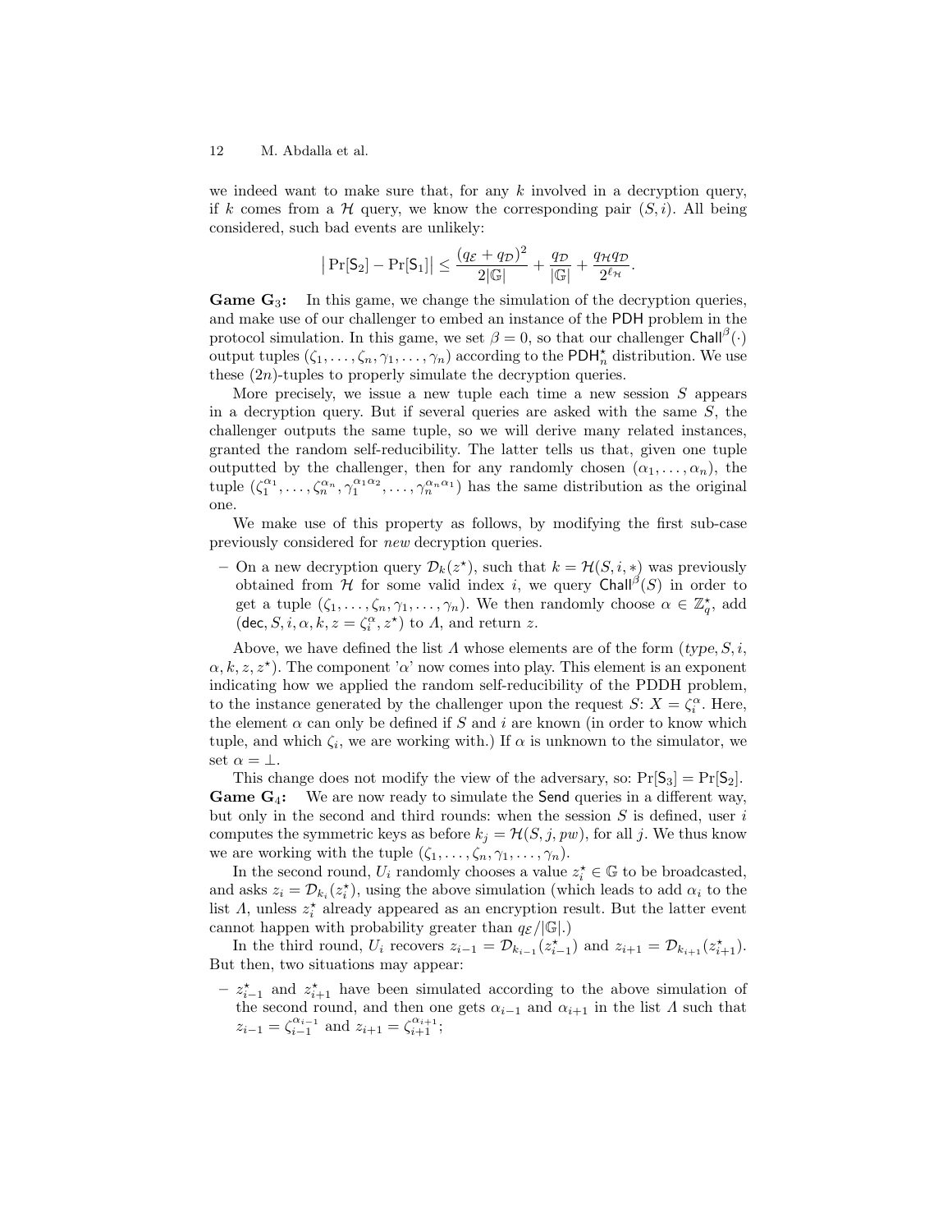we indeed want to make sure that, for any $k$ involved in a decryption query, if $k$ comes from a $\mathcal{H}$ query, we know the corresponding pair $(S, i)$. All being considered, such bad events are unlikely:

$$\big|\Pr[\mathsf{S}_2] - \Pr[\mathsf{S}_1]\big| \leq \frac{(q_{\mathcal{E}} + q_{\mathcal{D}})^2}{2|\mathbb{G}|} + \frac{q_{\mathcal{D}}}{|\mathbb{G}|} + \frac{q_{\mathcal{H}} q_{\mathcal{D}}}{2^{\ell_{\mathcal{H}}}}.$$

**Game $\mathbf{G}_3$:** In this game, we change the simulation of the decryption queries, and make use of our challenger to embed an instance of the PDH problem in the protocol simulation. In this game, we set $\beta = 0$, so that our challenger $\mathsf{Chall}^{\beta}(\cdot)$ output tuples $(\zeta_1, \ldots, \zeta_n, \gamma_1, \ldots, \gamma_n)$ according to the $\mathsf{PDH}^{\star}_n$ distribution. We use these $(2n)$-tuples to properly simulate the decryption queries.

More precisely, we issue a new tuple each time a new session $S$ appears in a decryption query. But if several queries are asked with the same $S$, the challenger outputs the same tuple, so we will derive many related instances, granted the random self-reducibility. The latter tells us that, given one tuple outputted by the challenger, then for any randomly chosen $(\alpha_1, \ldots, \alpha_n)$, the tuple $(\zeta_1^{\alpha_1}, \ldots, \zeta_n^{\alpha_n}, \gamma_1^{\alpha_1 \alpha_2}, \ldots, \gamma_n^{\alpha_n \alpha_1})$ has the same distribution as the original one.

We make use of this property as follows, by modifying the first sub-case previously considered for *new* decryption queries.

– On a new decryption query $\mathcal{D}_k(z^\star)$, such that $k = \mathcal{H}(S, i, *)$ was previously obtained from $\mathcal{H}$ for some valid index $i$, we query $\mathsf{Chall}^{\beta}(S)$ in order to get a tuple $(\zeta_1, \ldots, \zeta_n, \gamma_1, \ldots, \gamma_n)$. We then randomly choose $\alpha \in \mathbb{Z}_q^\star$, add $(\mathsf{dec}, S, i, \alpha, k, z = \zeta_i^{\alpha}, z^\star)$ to $\Lambda$, and return $z$.

Above, we have defined the list $\Lambda$ whose elements are of the form $(type, S, i, \alpha, k, z, z^\star)$. The component '$\alpha$' now comes into play. This element is an exponent indicating how we applied the random self-reducibility of the PDDH problem, to the instance generated by the challenger upon the request $S$: $X = \zeta_i^{\alpha}$. Here, the element $\alpha$ can only be defined if $S$ and $i$ are known (in order to know which tuple, and which $\zeta_i$, we are working with.) If $\alpha$ is unknown to the simulator, we set $\alpha = \perp$.

This change does not modify the view of the adversary, so: $\Pr[\mathsf{S}_3] = \Pr[\mathsf{S}_2]$.

**Game $\mathbf{G}_4$:** We are now ready to simulate the $\mathsf{Send}$ queries in a different way, but only in the second and third rounds: when the session $S$ is defined, user $i$ computes the symmetric keys as before $k_j = \mathcal{H}(S, j, pw)$, for all $j$. We thus know we are working with the tuple $(\zeta_1, \ldots, \zeta_n, \gamma_1, \ldots, \gamma_n)$.

In the second round, $U_i$ randomly chooses a value $z_i^\star \in \mathbb{G}$ to be broadcasted, and asks $z_i = \mathcal{D}_{k_i}(z_i^\star)$, using the above simulation (which leads to add $\alpha_i$ to the list $\Lambda$, unless $z_i^\star$ already appeared as an encryption result. But the latter event cannot happen with probability greater than $q_{\mathcal{E}}/|\mathbb{G}|$.)

In the third round, $U_i$ recovers $z_{i-1} = \mathcal{D}_{k_{i-1}}(z_{i-1}^\star)$ and $z_{i+1} = \mathcal{D}_{k_{i+1}}(z_{i+1}^\star)$. But then, two situations may appear:

– $z_{i-1}^\star$ and $z_{i+1}^\star$ have been simulated according to the above simulation of the second round, and then one gets $\alpha_{i-1}$ and $\alpha_{i+1}$ in the list $\Lambda$ such that $z_{i-1} = \zeta_{i-1}^{\alpha_{i-1}}$ and $z_{i+1} = \zeta_{i+1}^{\alpha_{i+1}}$;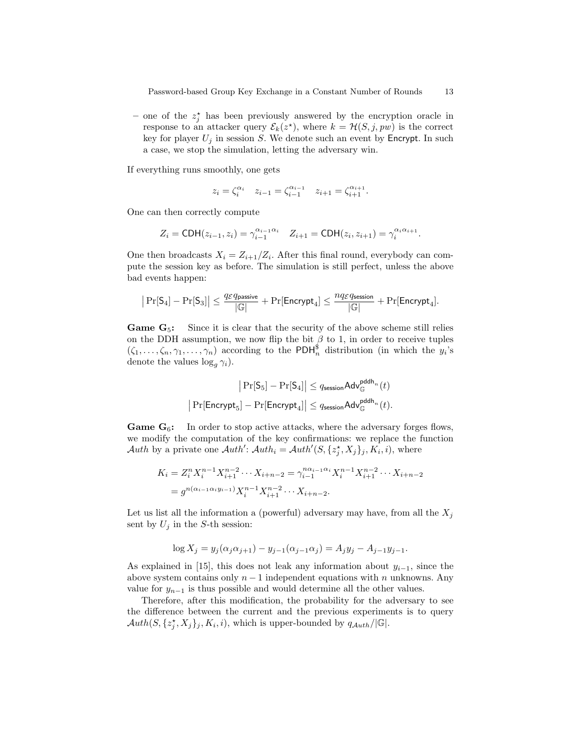– one of the $z_j^\star$ has been previously answered by the encryption oracle in response to an attacker query $\mathcal{E}_k(z^\star)$, where $k = \mathcal{H}(S, j, pw)$ is the correct key for player $U_j$ in session $S$. We denote such an event by $\mathsf{Encrypt}$. In such a case, we stop the simulation, letting the adversary win.

If everything runs smoothly, one gets

$$z_i = \zeta_i^{\alpha_i} \quad z_{i-1} = \zeta_{i-1}^{\alpha_{i-1}} \quad z_{i+1} = \zeta_{i+1}^{\alpha_{i+1}}.$$

One can then correctly compute

$$Z_i = \mathsf{CDH}(z_{i-1}, z_i) = \gamma_{i-1}^{\alpha_{i-1}\alpha_i} \quad Z_{i+1} = \mathsf{CDH}(z_i, z_{i+1}) = \gamma_i^{\alpha_i\alpha_{i+1}}.$$

One then broadcasts $X_i = Z_{i+1}/Z_i$. After this final round, everybody can compute the session key as before. The simulation is still perfect, unless the above bad events happen:

$$\left|\Pr[\mathsf{S}_4] - \Pr[\mathsf{S}_3]\right| \leq \frac{q_{\mathcal{E}} q_{\mathsf{passive}}}{|\mathbb{G}|} + \Pr[\mathsf{Encrypt}_4] \leq \frac{nq_{\mathcal{E}} q_{\mathsf{session}}}{|\mathbb{G}|} + \Pr[\mathsf{Encrypt}_4].$$

**Game $\mathbf{G}_5$:** Since it is clear that the security of the above scheme still relies on the DDH assumption, we now flip the bit $\beta$ to 1, in order to receive tuples $(\zeta_1, \ldots, \zeta_n, \gamma_1, \ldots, \gamma_n)$ according to the $\mathsf{PDH}_n^\$$ distribution (in which the $y_i$'s denote the values $\log_g \gamma_i$).

$$\left|\Pr[\mathsf{S}_5] - \Pr[\mathsf{S}_4]\right| \leq q_{\mathsf{session}} \mathsf{Adv}_{\mathbb{G}}^{\mathsf{pddh}_n}(t)$$
$$\left|\Pr[\mathsf{Encrypt}_5] - \Pr[\mathsf{Encrypt}_4]\right| \leq q_{\mathsf{session}} \mathsf{Adv}_{\mathbb{G}}^{\mathsf{pddh}_n}(t).$$

**Game $\mathbf{G}_6$:** In order to stop active attacks, where the adversary forges flows, we modify the computation of the key confirmations: we replace the function $\mathcal{A}uth$ by a private one $\mathcal{A}uth'$: $\mathcal{A}uth_i = \mathcal{A}uth'(S, \{z_j^\star, X_j\}_j, K_i, i)$, where

$$\begin{aligned} K_i &= Z_i^n X_i^{n-1} X_{i+1}^{n-2} \cdots X_{i+n-2} = \gamma_{i-1}^{n\alpha_{i-1}\alpha_i} X_i^{n-1} X_{i+1}^{n-2} \cdots X_{i+n-2} \\ &= g^{n(\alpha_{i-1}\alpha_i y_{i-1})} X_i^{n-1} X_{i+1}^{n-2} \cdots X_{i+n-2}. \end{aligned}$$

Let us list all the information a (powerful) adversary may have, from all the $X_j$ sent by $U_j$ in the $S$-th session:

$$\log X_j = y_j(\alpha_j\alpha_{j+1}) - y_{j-1}(\alpha_{j-1}\alpha_j) = A_j y_j - A_{j-1} y_{j-1}.$$

As explained in [15], this does not leak any information about $y_{i-1}$, since the above system contains only $n-1$ independent equations with $n$ unknowns. Any value for $y_{n-1}$ is thus possible and would determine all the other values.

Therefore, after this modification, the probability for the adversary to see the difference between the current and the previous experiments is to query $\mathcal{A}uth(S, \{z_j^\star, X_j\}_j, K_i, i)$, which is upper-bounded by $q_{\mathcal{A}uth}/|\mathbb{G}|$.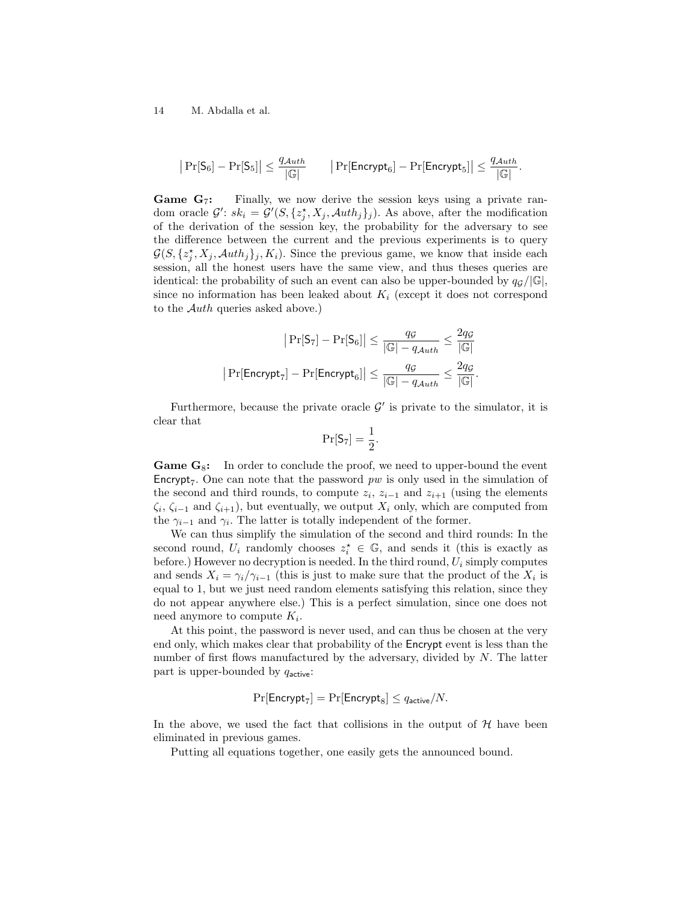$$\left|\Pr[\mathsf{S}_6] - \Pr[\mathsf{S}_5]\right| \leq \frac{q_{\mathcal{A}uth}}{|\mathbb{G}|} \qquad \left|\Pr[\mathsf{Encrypt}_6] - \Pr[\mathsf{Encrypt}_5]\right| \leq \frac{q_{\mathcal{A}uth}}{|\mathbb{G}|}.$$

**Game $\mathbf{G}_7$:** Finally, we now derive the session keys using a private random oracle $\mathcal{G}'$: $sk_i = \mathcal{G}'(S, \{z_j^\star, X_j, \mathcal{A}uth_j\}_j)$. As above, after the modification of the derivation of the session key, the probability for the adversary to see the difference between the current and the previous experiments is to query $\mathcal{G}(S, \{z_j^\star, X_j, \mathcal{A}uth_j\}_j, K_i)$. Since the previous game, we know that inside each session, all the honest users have the same view, and thus theses queries are identical: the probability of such an event can also be upper-bounded by $q_{\mathcal{G}}/|\mathbb{G}|$, since no information has been leaked about $K_i$ (except it does not correspond to the $\mathcal{A}uth$ queries asked above.)

$$\left|\Pr[\mathsf{S}_7] - \Pr[\mathsf{S}_6]\right| \leq \frac{q_{\mathcal{G}}}{|\mathbb{G}| - q_{\mathcal{A}uth}} \leq \frac{2q_{\mathcal{G}}}{|\mathbb{G}|}$$

$$\left|\Pr[\mathsf{Encrypt}_7] - \Pr[\mathsf{Encrypt}_6]\right| \leq \frac{q_{\mathcal{G}}}{|\mathbb{G}| - q_{\mathcal{A}uth}} \leq \frac{2q_{\mathcal{G}}}{|\mathbb{G}|}.$$

Furthermore, because the private oracle $\mathcal{G}'$ is private to the simulator, it is clear that

$$\Pr[\mathsf{S}_7] = \frac{1}{2}.$$

**Game $\mathbf{G}_8$:** In order to conclude the proof, we need to upper-bound the event $\mathsf{Encrypt}_7$. One can note that the password $pw$ is only used in the simulation of the second and third rounds, to compute $z_i$, $z_{i-1}$ and $z_{i+1}$ (using the elements $\zeta_i$, $\zeta_{i-1}$ and $\zeta_{i+1}$), but eventually, we output $X_i$ only, which are computed from the $\gamma_{i-1}$ and $\gamma_i$. The latter is totally independent of the former.

We can thus simplify the simulation of the second and third rounds: In the second round, $U_i$ randomly chooses $z_i^\star \in \mathbb{G}$, and sends it (this is exactly as before.) However no decryption is needed. In the third round, $U_i$ simply computes and sends $X_i = \gamma_i/\gamma_{i-1}$ (this is just to make sure that the product of the $X_i$ is equal to 1, but we just need random elements satisfying this relation, since they do not appear anywhere else.) This is a perfect simulation, since one does not need anymore to compute $K_i$.

At this point, the password is never used, and can thus be chosen at the very end only, which makes clear that probability of the $\mathsf{Encrypt}$ event is less than the number of first flows manufactured by the adversary, divided by $N$. The latter part is upper-bounded by $q_{\mathsf{active}}$:

$$\Pr[\mathsf{Encrypt}_7] = \Pr[\mathsf{Encrypt}_8] \leq q_{\mathsf{active}}/N.$$

In the above, we used the fact that collisions in the output of $\mathcal{H}$ have been eliminated in previous games.

Putting all equations together, one easily gets the announced bound.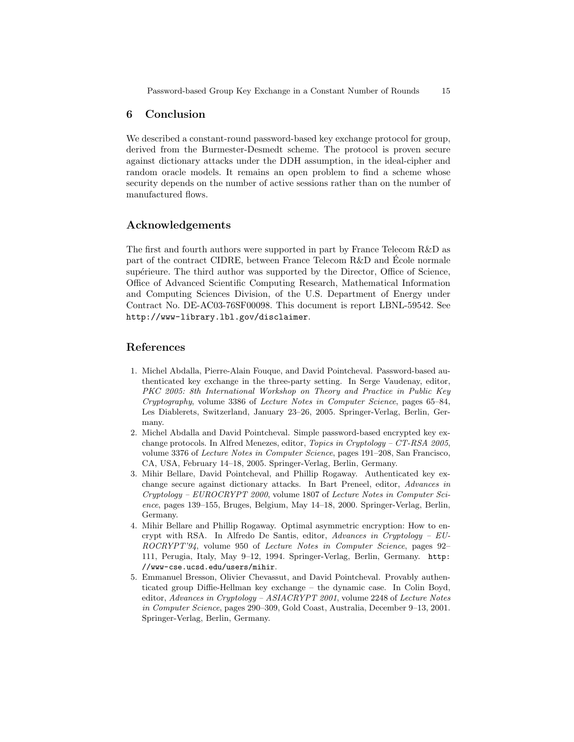## 6 Conclusion

We described a constant-round password-based key exchange protocol for group, derived from the Burmester-Desmedt scheme. The protocol is proven secure against dictionary attacks under the DDH assumption, in the ideal-cipher and random oracle models. It remains an open problem to find a scheme whose security depends on the number of active sessions rather than on the number of manufactured flows.

## Acknowledgements

The first and fourth authors were supported in part by France Telecom R&D as part of the contract CIDRE, between France Telecom R&D and École normale supérieure. The third author was supported by the Director, Office of Science, Office of Advanced Scientific Computing Research, Mathematical Information and Computing Sciences Division, of the U.S. Department of Energy under Contract No. DE-AC03-76SF00098. This document is report LBNL-59542. See `http://www-library.lbl.gov/disclaimer`.

## References

1. Michel Abdalla, Pierre-Alain Fouque, and David Pointcheval. Password-based authenticated key exchange in the three-party setting. In Serge Vaudenay, editor, *PKC 2005: 8th International Workshop on Theory and Practice in Public Key Cryptography*, volume 3386 of *Lecture Notes in Computer Science*, pages 65–84, Les Diablerets, Switzerland, January 23–26, 2005. Springer-Verlag, Berlin, Germany.
2. Michel Abdalla and David Pointcheval. Simple password-based encrypted key exchange protocols. In Alfred Menezes, editor, *Topics in Cryptology – CT-RSA 2005*, volume 3376 of *Lecture Notes in Computer Science*, pages 191–208, San Francisco, CA, USA, February 14–18, 2005. Springer-Verlag, Berlin, Germany.
3. Mihir Bellare, David Pointcheval, and Phillip Rogaway. Authenticated key exchange secure against dictionary attacks. In Bart Preneel, editor, *Advances in Cryptology – EUROCRYPT 2000*, volume 1807 of *Lecture Notes in Computer Science*, pages 139–155, Bruges, Belgium, May 14–18, 2000. Springer-Verlag, Berlin, Germany.
4. Mihir Bellare and Phillip Rogaway. Optimal asymmetric encryption: How to encrypt with RSA. In Alfredo De Santis, editor, *Advances in Cryptology – EUROCRYPT'94*, volume 950 of *Lecture Notes in Computer Science*, pages 92–111, Perugia, Italy, May 9–12, 1994. Springer-Verlag, Berlin, Germany. `http://www-cse.ucsd.edu/users/mihir`.
5. Emmanuel Bresson, Olivier Chevassut, and David Pointcheval. Provably authenticated group Diffie-Hellman key exchange – the dynamic case. In Colin Boyd, editor, *Advances in Cryptology – ASIACRYPT 2001*, volume 2248 of *Lecture Notes in Computer Science*, pages 290–309, Gold Coast, Australia, December 9–13, 2001. Springer-Verlag, Berlin, Germany.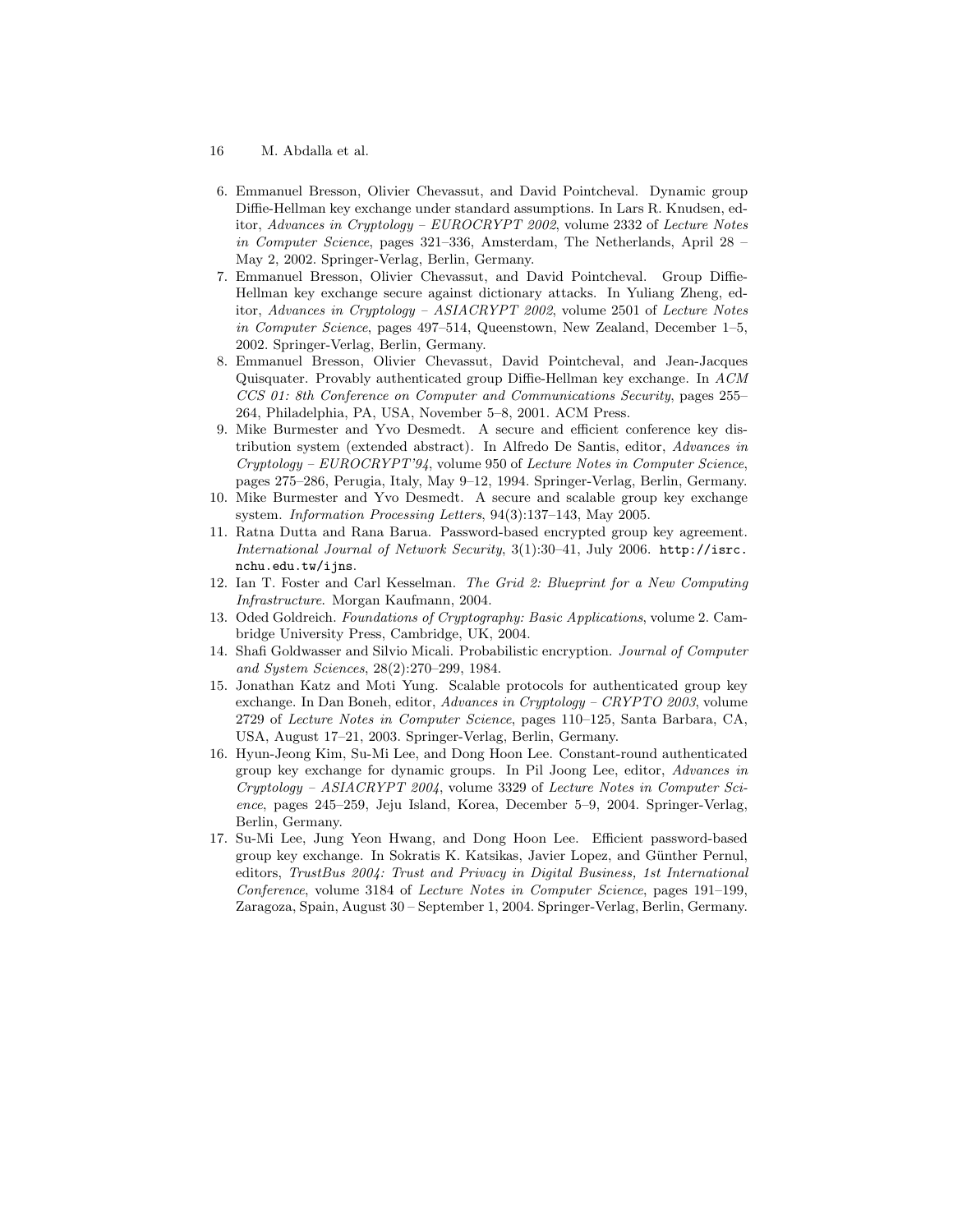6. Emmanuel Bresson, Olivier Chevassut, and David Pointcheval. Dynamic group Diffie-Hellman key exchange under standard assumptions. In Lars R. Knudsen, editor, *Advances in Cryptology – EUROCRYPT 2002*, volume 2332 of *Lecture Notes in Computer Science*, pages 321–336, Amsterdam, The Netherlands, April 28 – May 2, 2002. Springer-Verlag, Berlin, Germany.
7. Emmanuel Bresson, Olivier Chevassut, and David Pointcheval. Group Diffie-Hellman key exchange secure against dictionary attacks. In Yuliang Zheng, editor, *Advances in Cryptology – ASIACRYPT 2002*, volume 2501 of *Lecture Notes in Computer Science*, pages 497–514, Queenstown, New Zealand, December 1–5, 2002. Springer-Verlag, Berlin, Germany.
8. Emmanuel Bresson, Olivier Chevassut, David Pointcheval, and Jean-Jacques Quisquater. Provably authenticated group Diffie-Hellman key exchange. In *ACM CCS 01: 8th Conference on Computer and Communications Security*, pages 255–264, Philadelphia, PA, USA, November 5–8, 2001. ACM Press.
9. Mike Burmester and Yvo Desmedt. A secure and efficient conference key distribution system (extended abstract). In Alfredo De Santis, editor, *Advances in Cryptology – EUROCRYPT'94*, volume 950 of *Lecture Notes in Computer Science*, pages 275–286, Perugia, Italy, May 9–12, 1994. Springer-Verlag, Berlin, Germany.
10. Mike Burmester and Yvo Desmedt. A secure and scalable group key exchange system. *Information Processing Letters*, 94(3):137–143, May 2005.
11. Ratna Dutta and Rana Barua. Password-based encrypted group key agreement. *International Journal of Network Security*, 3(1):30–41, July 2006. `http://isrc.nchu.edu.tw/ijns`.
12. Ian T. Foster and Carl Kesselman. *The Grid 2: Blueprint for a New Computing Infrastructure*. Morgan Kaufmann, 2004.
13. Oded Goldreich. *Foundations of Cryptography: Basic Applications*, volume 2. Cambridge University Press, Cambridge, UK, 2004.
14. Shafi Goldwasser and Silvio Micali. Probabilistic encryption. *Journal of Computer and System Sciences*, 28(2):270–299, 1984.
15. Jonathan Katz and Moti Yung. Scalable protocols for authenticated group key exchange. In Dan Boneh, editor, *Advances in Cryptology – CRYPTO 2003*, volume 2729 of *Lecture Notes in Computer Science*, pages 110–125, Santa Barbara, CA, USA, August 17–21, 2003. Springer-Verlag, Berlin, Germany.
16. Hyun-Jeong Kim, Su-Mi Lee, and Dong Hoon Lee. Constant-round authenticated group key exchange for dynamic groups. In Pil Joong Lee, editor, *Advances in Cryptology – ASIACRYPT 2004*, volume 3329 of *Lecture Notes in Computer Science*, pages 245–259, Jeju Island, Korea, December 5–9, 2004. Springer-Verlag, Berlin, Germany.
17. Su-Mi Lee, Jung Yeon Hwang, and Dong Hoon Lee. Efficient password-based group key exchange. In Sokratis K. Katsikas, Javier Lopez, and Günther Pernul, editors, *TrustBus 2004: Trust and Privacy in Digital Business, 1st International Conference*, volume 3184 of *Lecture Notes in Computer Science*, pages 191–199, Zaragoza, Spain, August 30 – September 1, 2004. Springer-Verlag, Berlin, Germany.